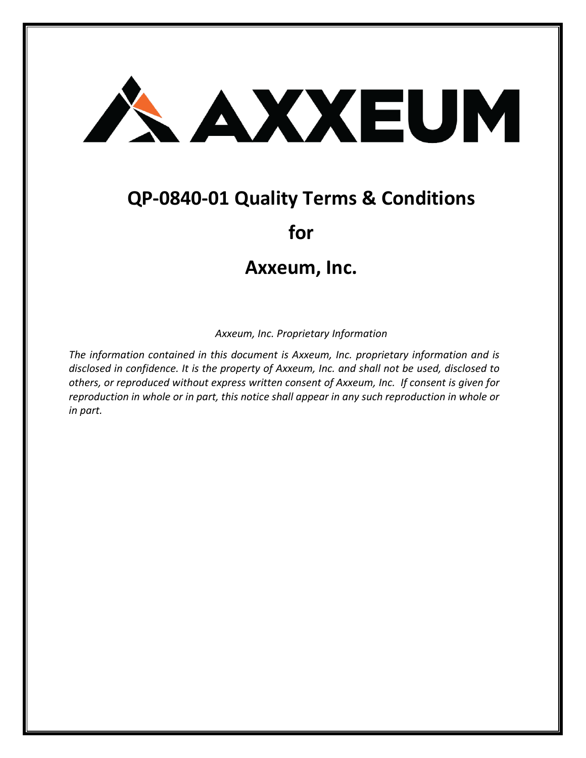# AXXEUM

# QP-0840-01 Quality Terms & Conditions

# for

# Axxeum, Inc.

*Axxeum, Inc. Proprietary Information*

*The information contained in this document is Axxeum, Inc. proprietary information and is disclosed in confidence. It is the property of Axxeum, Inc. and shall not be used, disclosed to others, or reproduced without express written consent of Axxeum, Inc. If consent is given for reproduction in whole or in part, this notice shall appear in any such reproduction in whole or in part.*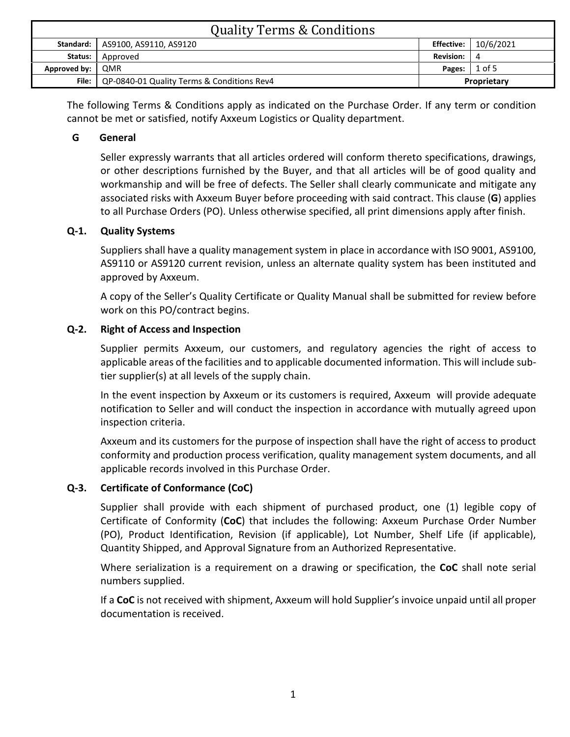| Quality Terms & Conditions | | | |
|---|---|---|---|
| **Standard:** | AS9100, AS9110, AS9120 | **Effective:** | 10/6/2021 |
| **Status:** | Approved | **Revision:** | 4 |
| **Approved by:** | QMR | **Pages:** | 1 of 5 |
| **File:** | QP-0840-01 Quality Terms & Conditions Rev4 | **Proprietary** | |

The following Terms & Conditions apply as indicated on the Purchase Order. If any term or condition cannot be met or satisfied, notify Axxeum Logistics or Quality department.

## G General

Seller expressly warrants that all articles ordered will conform thereto specifications, drawings, or other descriptions furnished by the Buyer, and that all articles will be of good quality and workmanship and will be free of defects. The Seller shall clearly communicate and mitigate any associated risks with Axxeum Buyer before proceeding with said contract. This clause (**G**) applies to all Purchase Orders (PO). Unless otherwise specified, all print dimensions apply after finish.

## Q-1. Quality Systems

Suppliers shall have a quality management system in place in accordance with ISO 9001, AS9100, AS9110 or AS9120 current revision, unless an alternate quality system has been instituted and approved by Axxeum.

A copy of the Seller's Quality Certificate or Quality Manual shall be submitted for review before work on this PO/contract begins.

## Q-2. Right of Access and Inspection

Supplier permits Axxeum, our customers, and regulatory agencies the right of access to applicable areas of the facilities and to applicable documented information. This will include sub-tier supplier(s) at all levels of the supply chain.

In the event inspection by Axxeum or its customers is required, Axxeum will provide adequate notification to Seller and will conduct the inspection in accordance with mutually agreed upon inspection criteria.

Axxeum and its customers for the purpose of inspection shall have the right of access to product conformity and production process verification, quality management system documents, and all applicable records involved in this Purchase Order.

## Q-3. Certificate of Conformance (CoC)

Supplier shall provide with each shipment of purchased product, one (1) legible copy of Certificate of Conformity (**CoC**) that includes the following: Axxeum Purchase Order Number (PO), Product Identification, Revision (if applicable), Lot Number, Shelf Life (if applicable), Quantity Shipped, and Approval Signature from an Authorized Representative.

Where serialization is a requirement on a drawing or specification, the **CoC** shall note serial numbers supplied.

If a **CoC** is not received with shipment, Axxeum will hold Supplier's invoice unpaid until all proper documentation is received.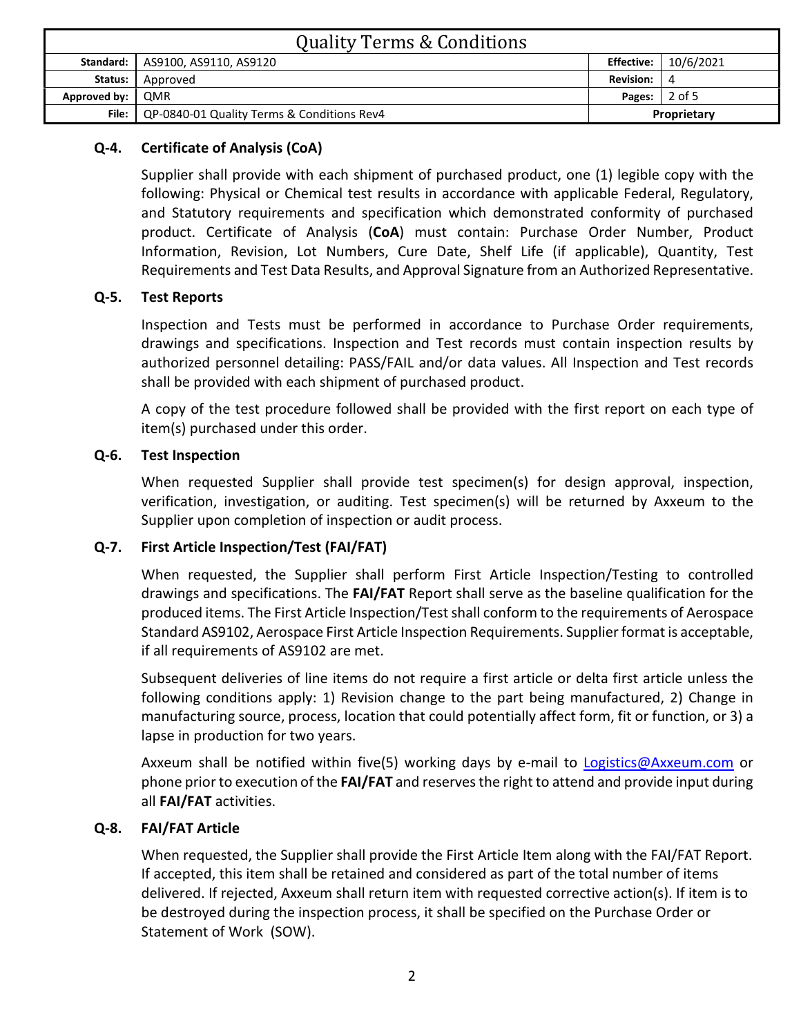### Q-4. Certificate of Analysis (CoA)

Supplier shall provide with each shipment of purchased product, one (1) legible copy with the following: Physical or Chemical test results in accordance with applicable Federal, Regulatory, and Statutory requirements and specification which demonstrated conformity of purchased product. Certificate of Analysis (**CoA**) must contain: Purchase Order Number, Product Information, Revision, Lot Numbers, Cure Date, Shelf Life (if applicable), Quantity, Test Requirements and Test Data Results, and Approval Signature from an Authorized Representative.

### Q-5. Test Reports

Inspection and Tests must be performed in accordance to Purchase Order requirements, drawings and specifications. Inspection and Test records must contain inspection results by authorized personnel detailing: PASS/FAIL and/or data values. All Inspection and Test records shall be provided with each shipment of purchased product.

A copy of the test procedure followed shall be provided with the first report on each type of item(s) purchased under this order.

### Q-6. Test Inspection

When requested Supplier shall provide test specimen(s) for design approval, inspection, verification, investigation, or auditing. Test specimen(s) will be returned by Axxeum to the Supplier upon completion of inspection or audit process.

### Q-7. First Article Inspection/Test (FAI/FAT)

When requested, the Supplier shall perform First Article Inspection/Testing to controlled drawings and specifications. The **FAI/FAT** Report shall serve as the baseline qualification for the produced items. The First Article Inspection/Test shall conform to the requirements of Aerospace Standard AS9102, Aerospace First Article Inspection Requirements. Supplier format is acceptable, if all requirements of AS9102 are met.

Subsequent deliveries of line items do not require a first article or delta first article unless the following conditions apply: 1) Revision change to the part being manufactured, 2) Change in manufacturing source, process, location that could potentially affect form, fit or function, or 3) a lapse in production for two years.

Axxeum shall be notified within five(5) working days by e-mail to Logistics@Axxeum.com or phone prior to execution of the **FAI/FAT** and reserves the right to attend and provide input during all **FAI/FAT** activities.

### Q-8. FAI/FAT Article

When requested, the Supplier shall provide the First Article Item along with the FAI/FAT Report. If accepted, this item shall be retained and considered as part of the total number of items delivered. If rejected, Axxeum shall return item with requested corrective action(s). If item is to be destroyed during the inspection process, it shall be specified on the Purchase Order or Statement of Work (SOW).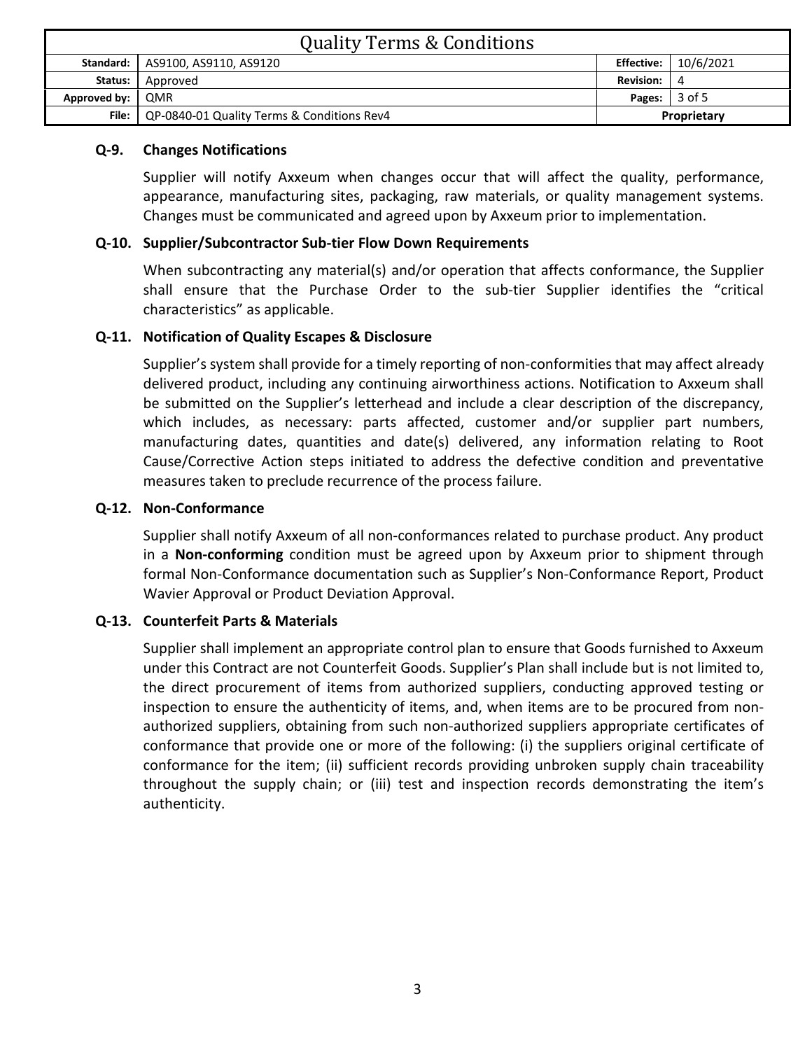### Q-9. Changes Notifications

Supplier will notify Axxeum when changes occur that will affect the quality, performance, appearance, manufacturing sites, packaging, raw materials, or quality management systems. Changes must be communicated and agreed upon by Axxeum prior to implementation.

### Q-10. Supplier/Subcontractor Sub-tier Flow Down Requirements

When subcontracting any material(s) and/or operation that affects conformance, the Supplier shall ensure that the Purchase Order to the sub-tier Supplier identifies the "critical characteristics" as applicable.

### Q-11. Notification of Quality Escapes & Disclosure

Supplier's system shall provide for a timely reporting of non-conformities that may affect already delivered product, including any continuing airworthiness actions. Notification to Axxeum shall be submitted on the Supplier's letterhead and include a clear description of the discrepancy, which includes, as necessary: parts affected, customer and/or supplier part numbers, manufacturing dates, quantities and date(s) delivered, any information relating to Root Cause/Corrective Action steps initiated to address the defective condition and preventative measures taken to preclude recurrence of the process failure.

### Q-12. Non-Conformance

Supplier shall notify Axxeum of all non-conformances related to purchase product. Any product in a **Non-conforming** condition must be agreed upon by Axxeum prior to shipment through formal Non-Conformance documentation such as Supplier's Non-Conformance Report, Product Wavier Approval or Product Deviation Approval.

### Q-13. Counterfeit Parts & Materials

Supplier shall implement an appropriate control plan to ensure that Goods furnished to Axxeum under this Contract are not Counterfeit Goods. Supplier's Plan shall include but is not limited to, the direct procurement of items from authorized suppliers, conducting approved testing or inspection to ensure the authenticity of items, and, when items are to be procured from non-authorized suppliers, obtaining from such non-authorized suppliers appropriate certificates of conformance that provide one or more of the following: (i) the suppliers original certificate of conformance for the item; (ii) sufficient records providing unbroken supply chain traceability throughout the supply chain; or (iii) test and inspection records demonstrating the item's authenticity.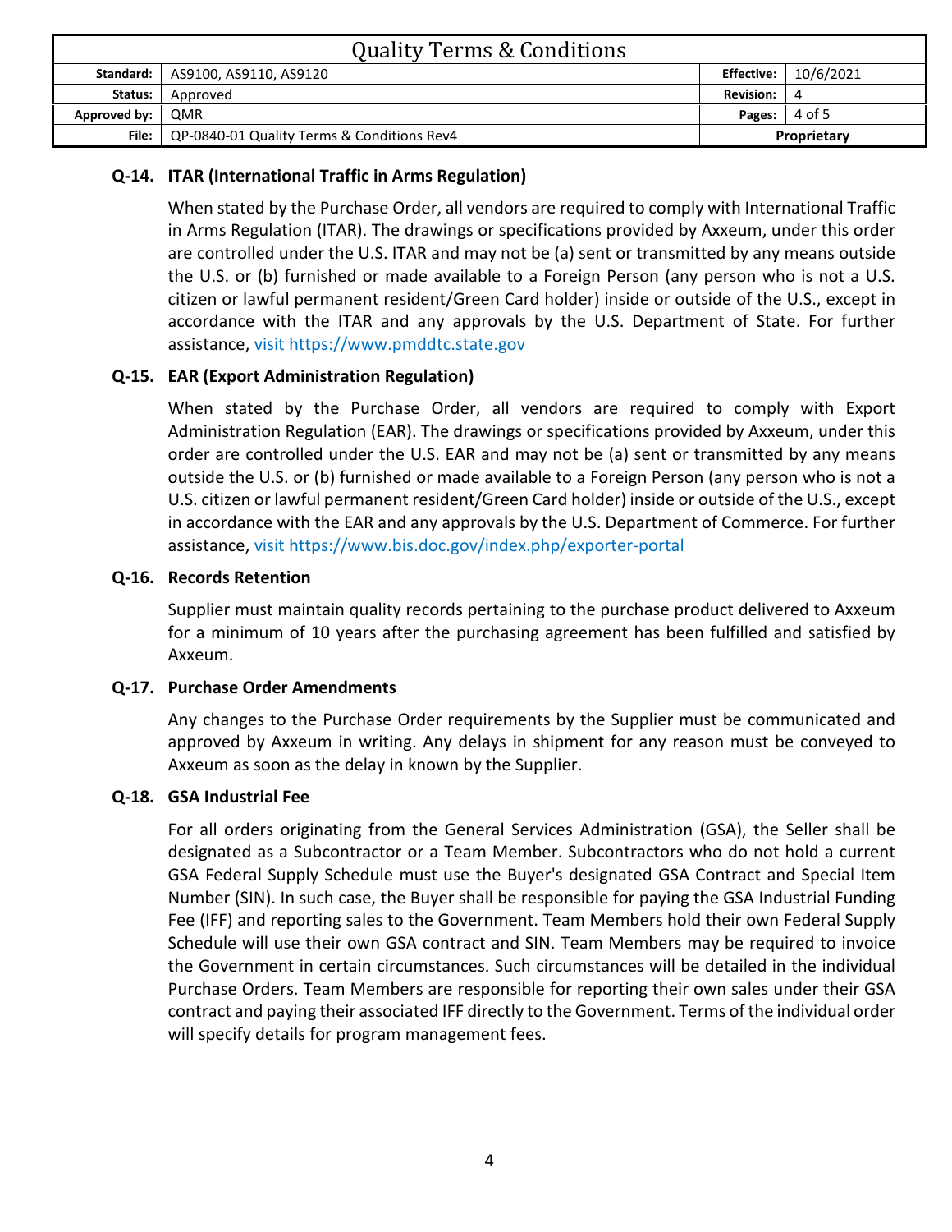### Q-14. ITAR (International Traffic in Arms Regulation)

When stated by the Purchase Order, all vendors are required to comply with International Traffic in Arms Regulation (ITAR). The drawings or specifications provided by Axxeum, under this order are controlled under the U.S. ITAR and may not be (a) sent or transmitted by any means outside the U.S. or (b) furnished or made available to a Foreign Person (any person who is not a U.S. citizen or lawful permanent resident/Green Card holder) inside or outside of the U.S., except in accordance with the ITAR and any approvals by the U.S. Department of State. For further assistance, visit https://www.pmddtc.state.gov

### Q-15. EAR (Export Administration Regulation)

When stated by the Purchase Order, all vendors are required to comply with Export Administration Regulation (EAR). The drawings or specifications provided by Axxeum, under this order are controlled under the U.S. EAR and may not be (a) sent or transmitted by any means outside the U.S. or (b) furnished or made available to a Foreign Person (any person who is not a U.S. citizen or lawful permanent resident/Green Card holder) inside or outside of the U.S., except in accordance with the EAR and any approvals by the U.S. Department of Commerce. For further assistance, visit https://www.bis.doc.gov/index.php/exporter-portal

### Q-16. Records Retention

Supplier must maintain quality records pertaining to the purchase product delivered to Axxeum for a minimum of 10 years after the purchasing agreement has been fulfilled and satisfied by Axxeum.

### Q-17. Purchase Order Amendments

Any changes to the Purchase Order requirements by the Supplier must be communicated and approved by Axxeum in writing. Any delays in shipment for any reason must be conveyed to Axxeum as soon as the delay in known by the Supplier.

### Q-18. GSA Industrial Fee

For all orders originating from the General Services Administration (GSA), the Seller shall be designated as a Subcontractor or a Team Member. Subcontractors who do not hold a current GSA Federal Supply Schedule must use the Buyer's designated GSA Contract and Special Item Number (SIN). In such case, the Buyer shall be responsible for paying the GSA Industrial Funding Fee (IFF) and reporting sales to the Government. Team Members hold their own Federal Supply Schedule will use their own GSA contract and SIN. Team Members may be required to invoice the Government in certain circumstances. Such circumstances will be detailed in the individual Purchase Orders. Team Members are responsible for reporting their own sales under their GSA contract and paying their associated IFF directly to the Government. Terms of the individual order will specify details for program management fees.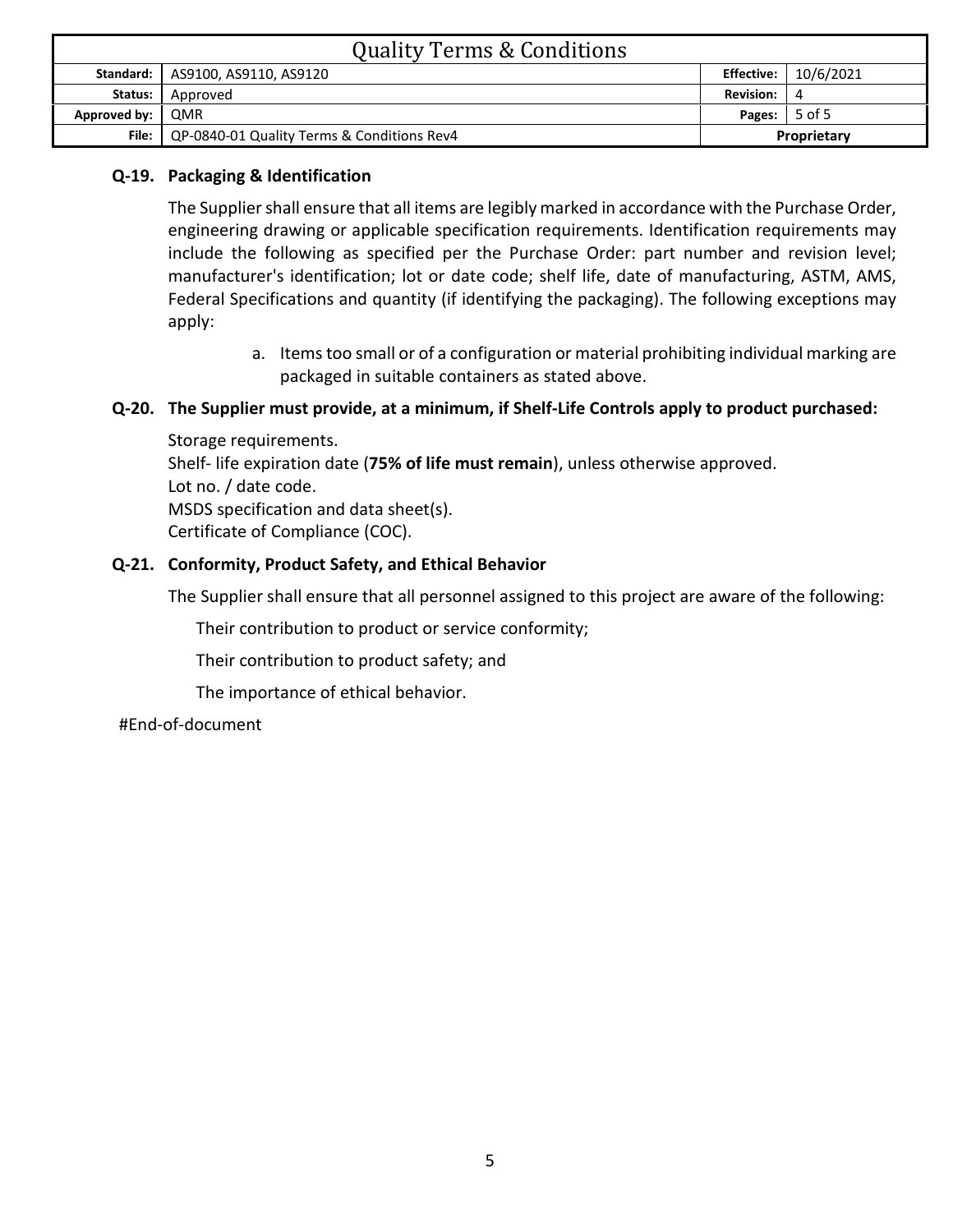### Q-19. Packaging & Identification

The Supplier shall ensure that all items are legibly marked in accordance with the Purchase Order, engineering drawing or applicable specification requirements. Identification requirements may include the following as specified per the Purchase Order: part number and revision level; manufacturer's identification; lot or date code; shelf life, date of manufacturing, ASTM, AMS, Federal Specifications and quantity (if identifying the packaging). The following exceptions may apply:

a. Items too small or of a configuration or material prohibiting individual marking are packaged in suitable containers as stated above.

### Q-20. The Supplier must provide, at a minimum, if Shelf-Life Controls apply to product purchased:

Storage requirements.
Shelf- life expiration date (**75% of life must remain**), unless otherwise approved.
Lot no. / date code.
MSDS specification and data sheet(s).
Certificate of Compliance (COC).

### Q-21. Conformity, Product Safety, and Ethical Behavior

The Supplier shall ensure that all personnel assigned to this project are aware of the following:

Their contribution to product or service conformity;

Their contribution to product safety; and

The importance of ethical behavior.

#End-of-document